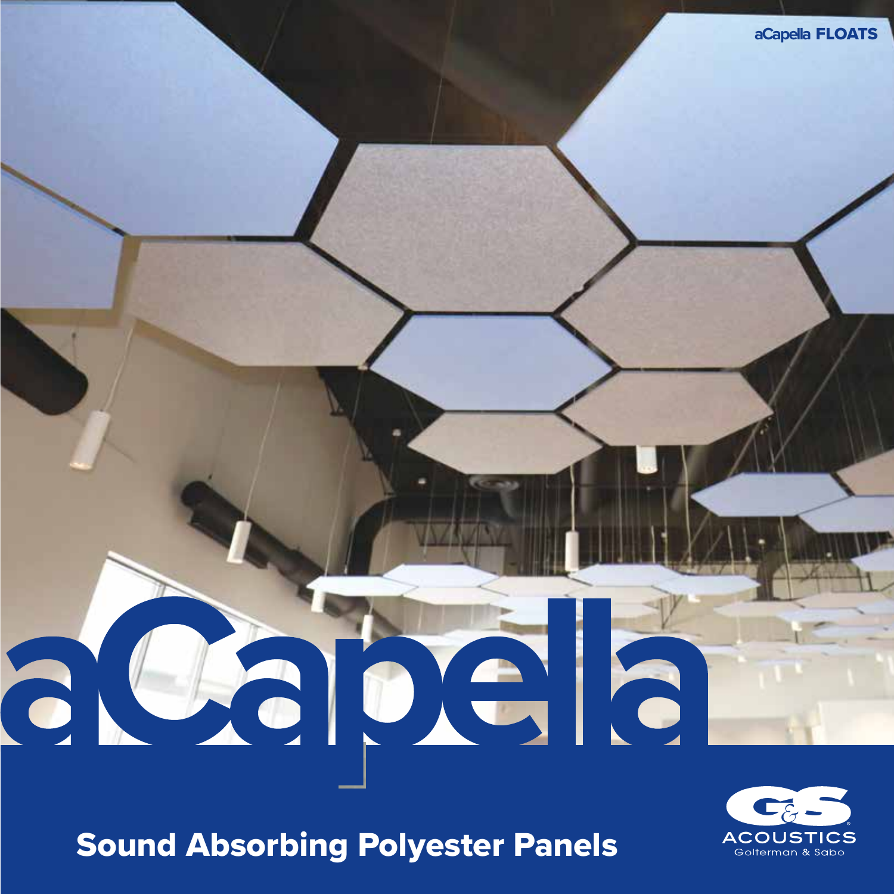aCapella FLOATS

# aCapella

## Sound Absorbing Polyester Panels

G&S ACOUSTICS
Golterman & Sabo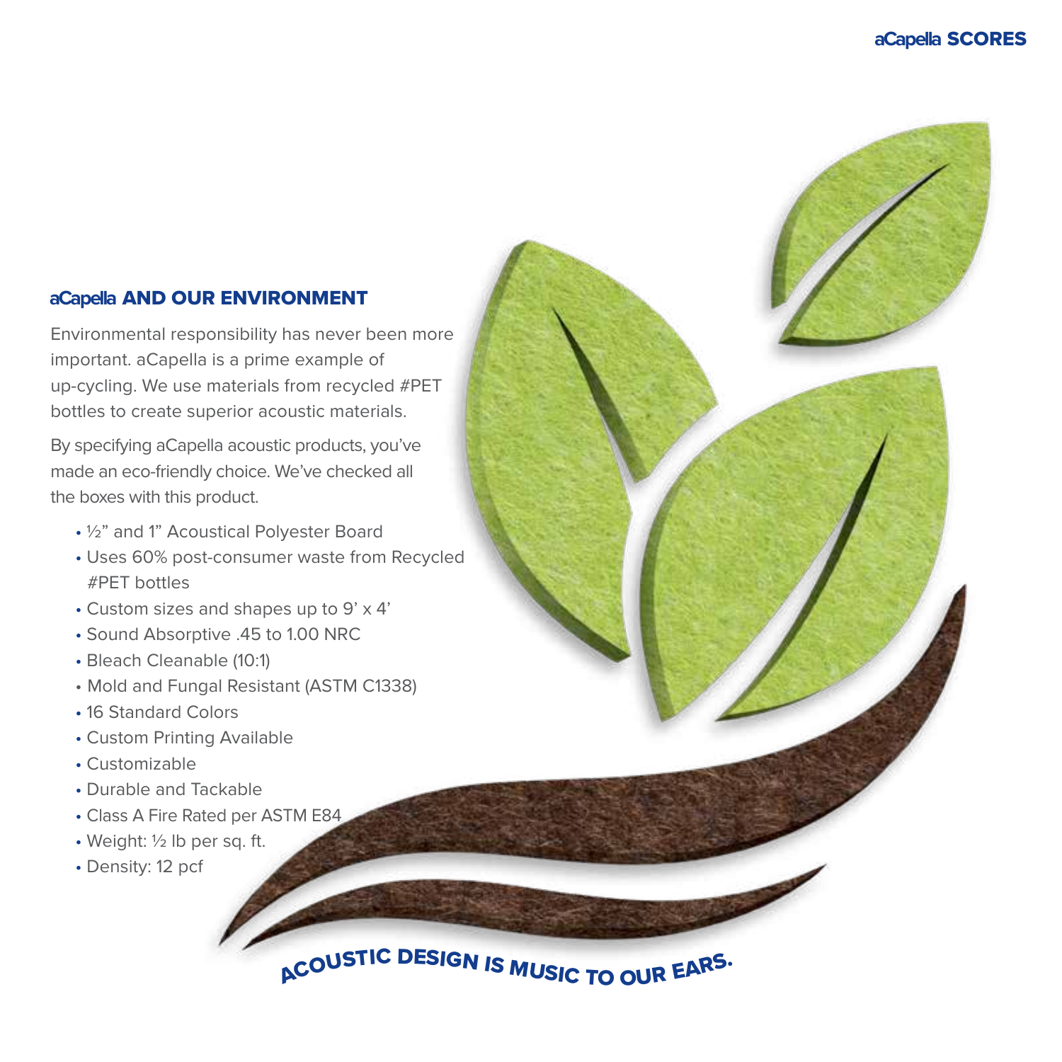## aCapella AND OUR ENVIRONMENT

Environmental responsibility has never been more important. aCapella is a prime example of up-cycling. We use materials from recycled #PET bottles to create superior acoustic materials.

By specifying aCapella acoustic products, you've made an eco-friendly choice. We've checked all the boxes with this product.

- ½" and 1" Acoustical Polyester Board
- Uses 60% post-consumer waste from Recycled #PET bottles
- Custom sizes and shapes up to 9' x 4'
- Sound Absorptive .45 to 1.00 NRC
- Bleach Cleanable (10:1)
- Mold and Fungal Resistant (ASTM C1338)
- 16 Standard Colors
- Custom Printing Available
- Customizable
- Durable and Tackable
- Class A Fire Rated per ASTM E84
- Weight: ½ lb per sq. ft.
- Density: 12 pcf

**ACOUSTIC DESIGN IS MUSIC TO OUR EARS.**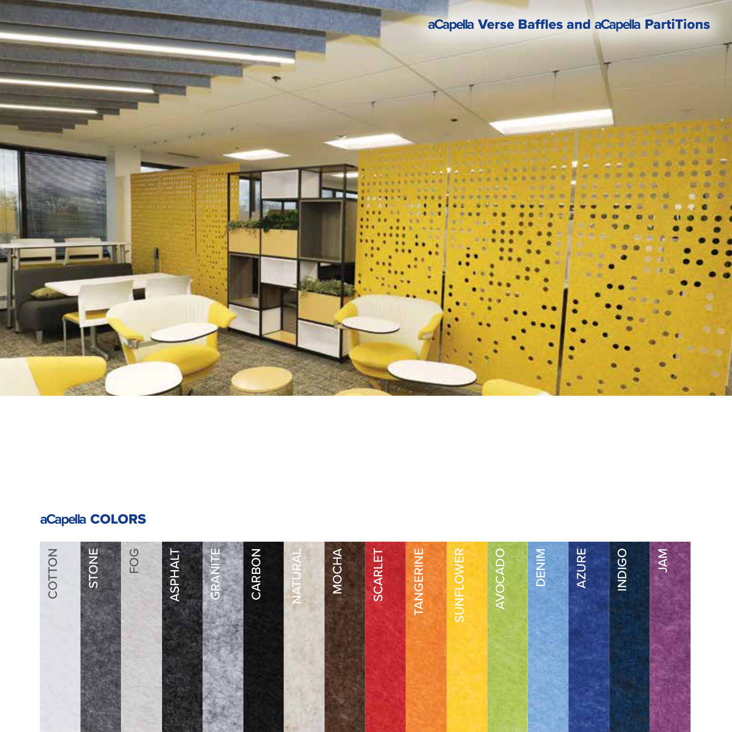## aCapella Verse Baffles and aCapella PartiTions

## aCapella COLORS

COTTON

STONE

FOG

ASPHALT

GRANITE

CARBON

NATURAL

MOCHA

SCARLET

TANGERINE

SUNFLOWER

AVOCADO

DENIM

AZURE

INDIGO

JAM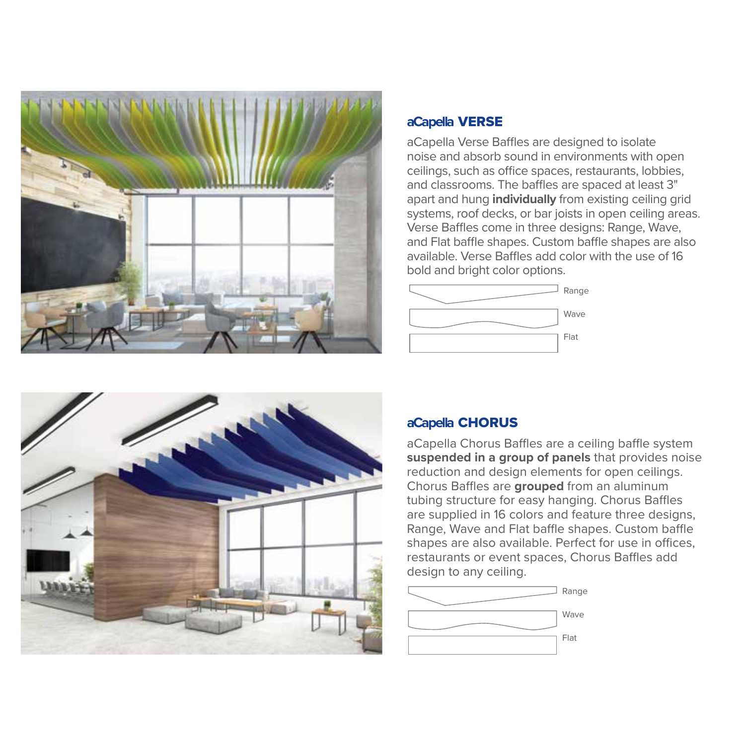## aCapella VERSE

aCapella Verse Baffles are designed to isolate noise and absorb sound in environments with open ceilings, such as office spaces, restaurants, lobbies, and classrooms. The baffles are spaced at least 3" apart and hung **individually** from existing ceiling grid systems, roof decks, or bar joists in open ceiling areas. Verse Baffles come in three designs: Range, Wave, and Flat baffle shapes. Custom baffle shapes are also available. Verse Baffles add color with the use of 16 bold and bright color options.

Range

Wave

Flat

## aCapella CHORUS

aCapella Chorus Baffles are a ceiling baffle system **suspended in a group of panels** that provides noise reduction and design elements for open ceilings. Chorus Baffles are **grouped** from an aluminum tubing structure for easy hanging. Chorus Baffles are supplied in 16 colors and feature three designs, Range, Wave and Flat baffle shapes. Custom baffle shapes are also available. Perfect for use in offices, restaurants or event spaces, Chorus Baffles add design to any ceiling.

Range

Wave

Flat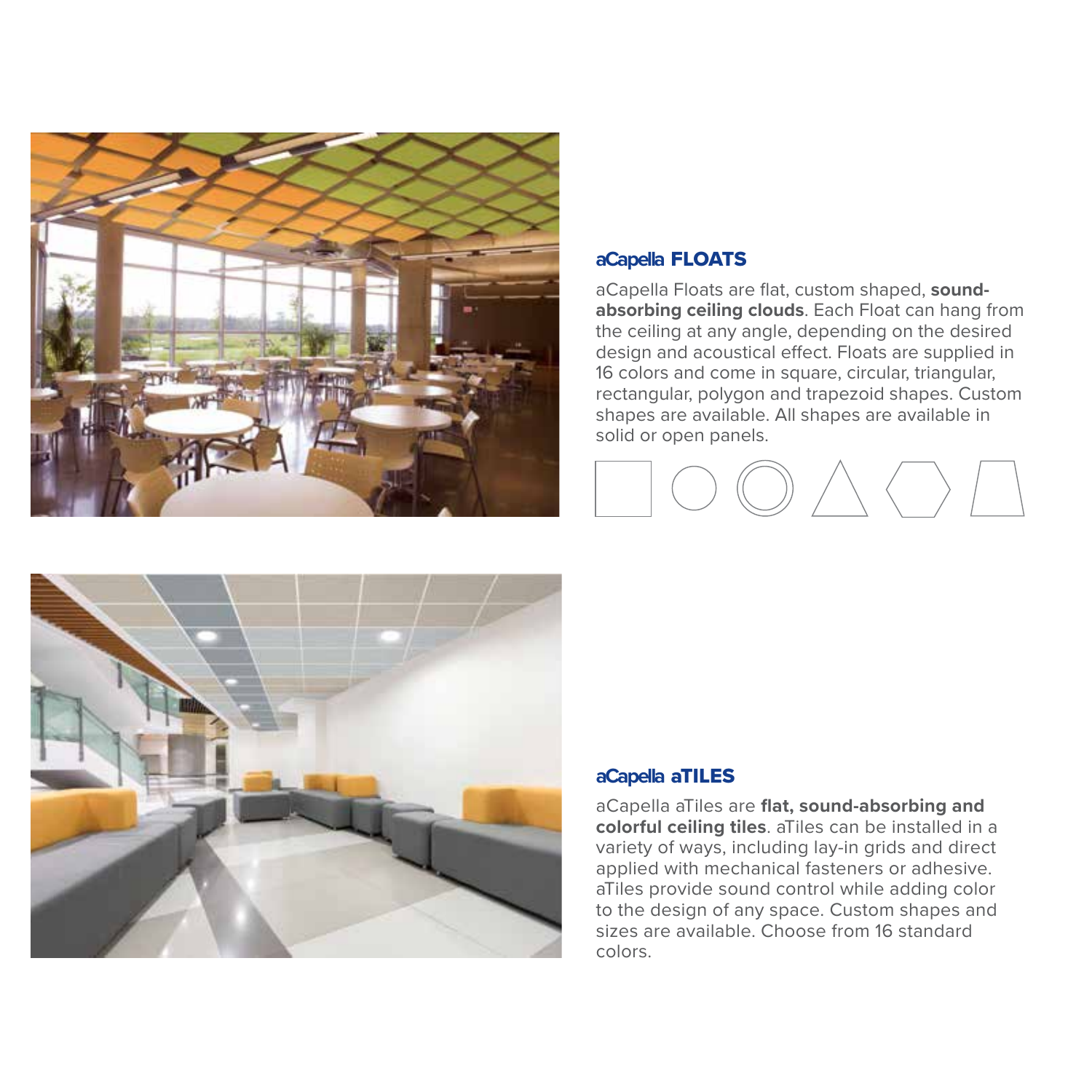## aCapella FLOATS

aCapella Floats are flat, custom shaped, **sound-absorbing ceiling clouds**. Each Float can hang from the ceiling at any angle, depending on the desired design and acoustical effect. Floats are supplied in 16 colors and come in square, circular, triangular, rectangular, polygon and trapezoid shapes. Custom shapes are available. All shapes are available in solid or open panels.

## aCapella aTILES

aCapella aTiles are **flat, sound-absorbing and colorful ceiling tiles**. aTiles can be installed in a variety of ways, including lay-in grids and direct applied with mechanical fasteners or adhesive. aTiles provide sound control while adding color to the design of any space. Custom shapes and sizes are available. Choose from 16 standard colors.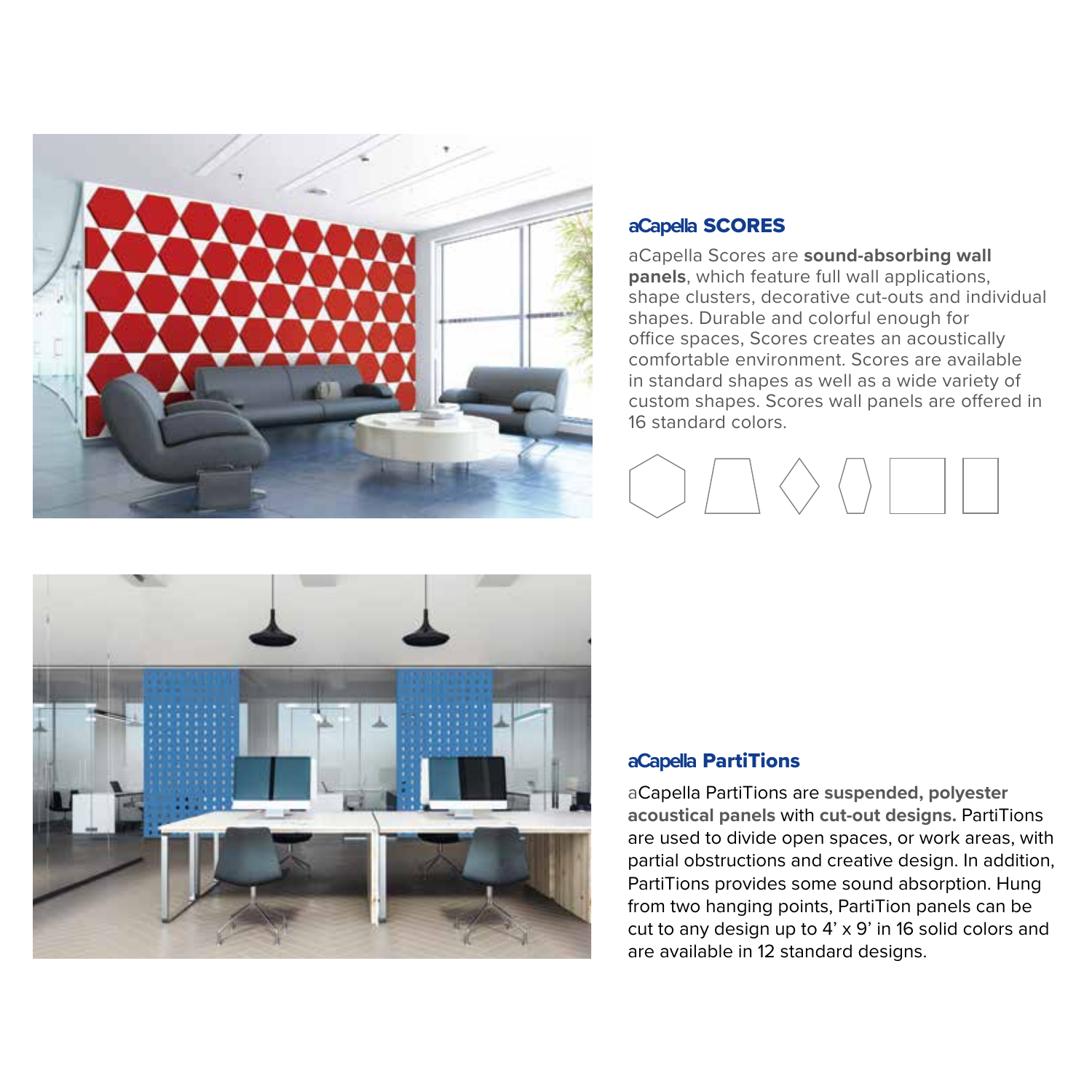## aCapella SCORES

aCapella Scores are **sound-absorbing wall panels**, which feature full wall applications, shape clusters, decorative cut-outs and individual shapes. Durable and colorful enough for office spaces, Scores creates an acoustically comfortable environment. Scores are available in standard shapes as well as a wide variety of custom shapes. Scores wall panels are offered in 16 standard colors.

## aCapella PartiTions

aCapella PartiTions are **suspended, polyester acoustical panels** with **cut-out designs.** PartiTions are used to divide open spaces, or work areas, with partial obstructions and creative design. In addition, PartiTions provides some sound absorption. Hung from two hanging points, PartiTion panels can be cut to any design up to 4' x 9' in 16 solid colors and are available in 12 standard designs.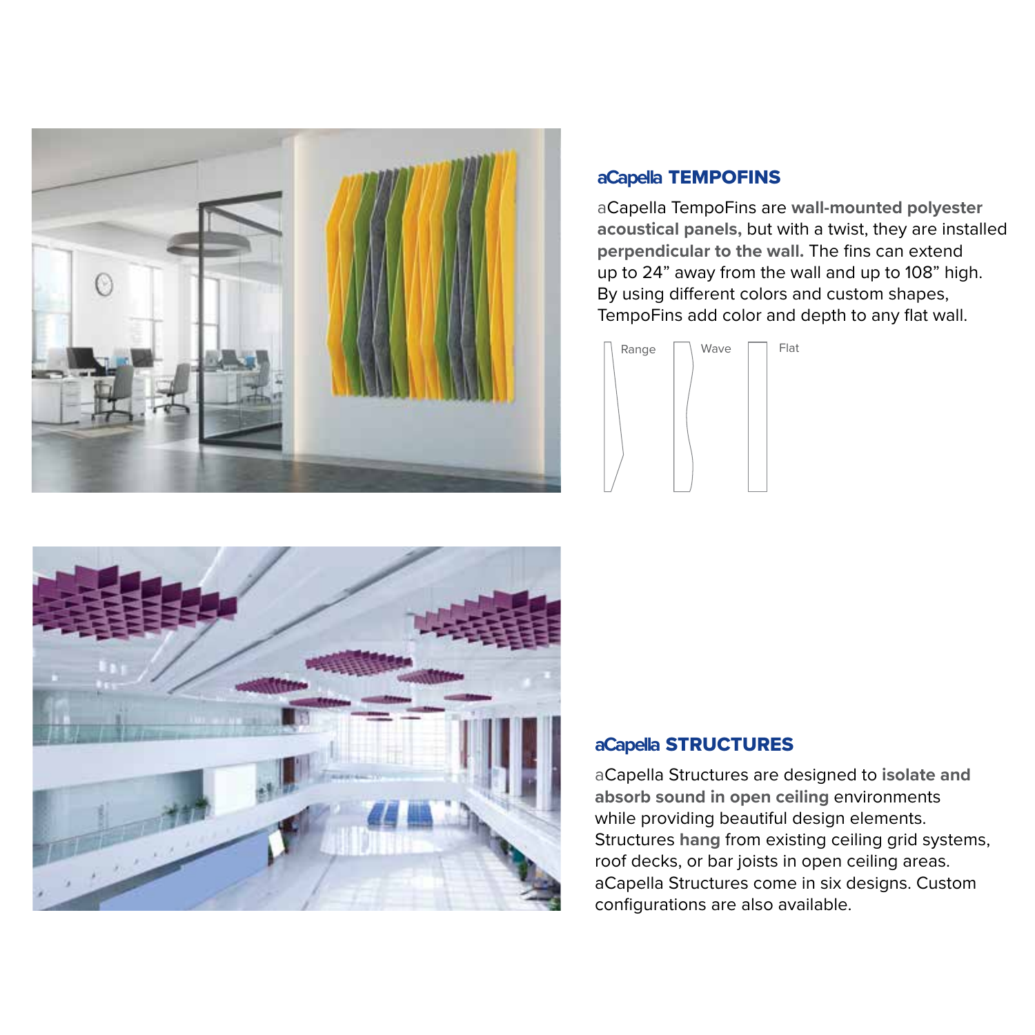## aCapella TEMPOFINS

aCapella TempoFins are **wall-mounted polyester acoustical panels,** but with a twist, they are installed **perpendicular to the wall.** The fins can extend up to 24" away from the wall and up to 108" high. By using different colors and custom shapes, TempoFins add color and depth to any flat wall.

Range Wave Flat

## aCapella STRUCTURES

aCapella Structures are designed to **isolate and absorb sound in open ceiling** environments while providing beautiful design elements. Structures **hang** from existing ceiling grid systems, roof decks, or bar joists in open ceiling areas. aCapella Structures come in six designs. Custom configurations are also available.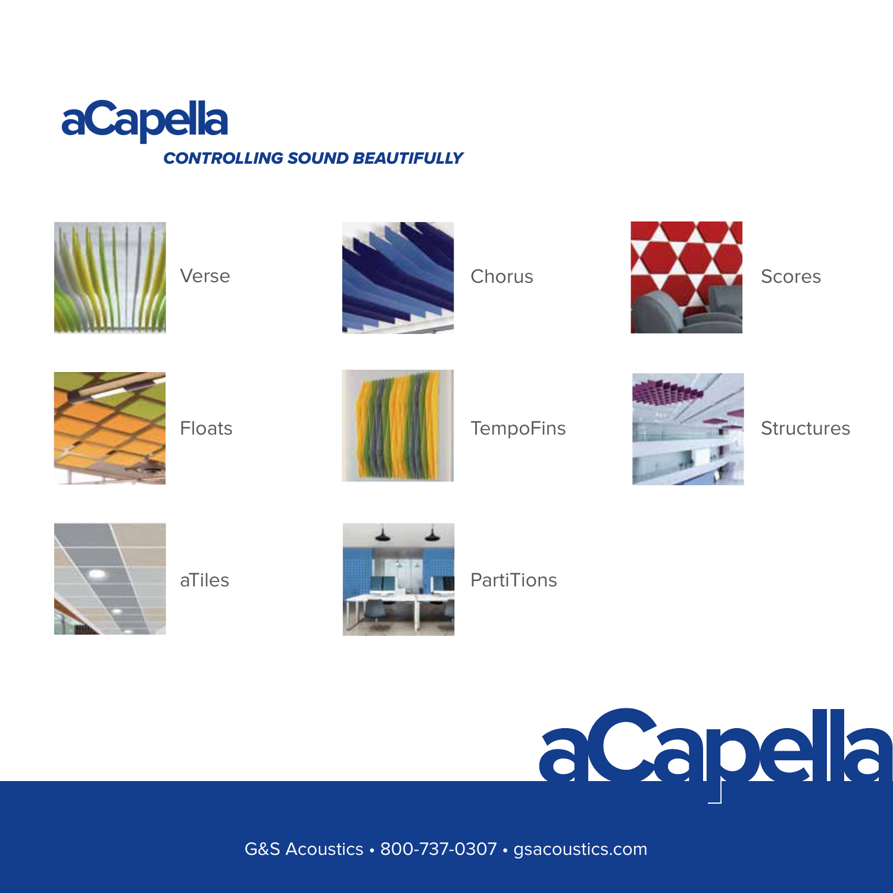# aCapella

***CONTROLLING SOUND BEAUTIFULLY***

Verse

Chorus

Scores

Floats

TempoFins

Structures

aTiles

PartiTions

aCapella

G&S Acoustics • 800-737-0307 • gsacoustics.com